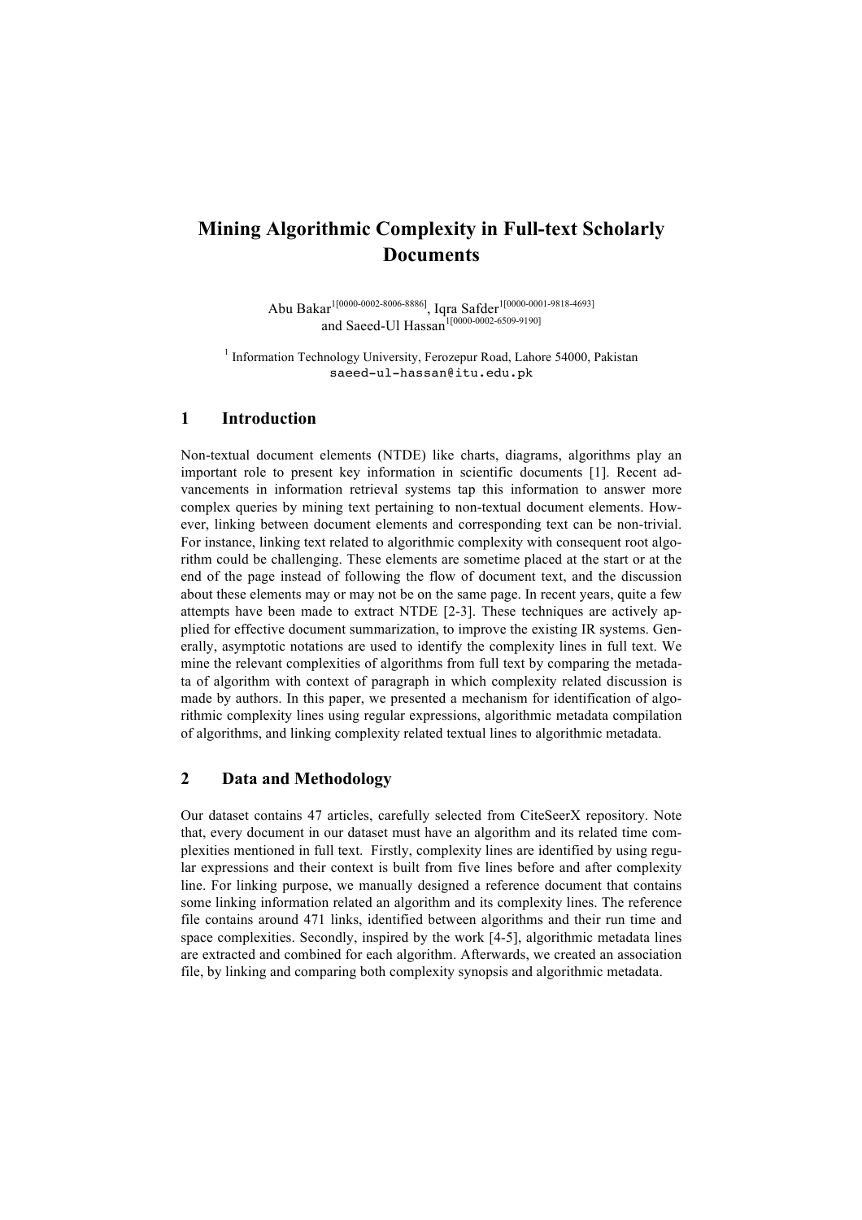# Mining Algorithmic Complexity in Full-text Scholarly Documents

Abu Bakar[1[0000-0002-8006-8886]], Iqra Safder[1[0000-0001-9818-4693]] and Saeed-Ul Hassan[1[0000-0002-6509-9190]]

[1] Information Technology University, Ferozepur Road, Lahore 54000, Pakistan
saeed-ul-hassan@itu.edu.pk

## 1 Introduction

Non-textual document elements (NTDE) like charts, diagrams, algorithms play an important role to present key information in scientific documents [1]. Recent advancements in information retrieval systems tap this information to answer more complex queries by mining text pertaining to non-textual document elements. However, linking between document elements and corresponding text can be non-trivial. For instance, linking text related to algorithmic complexity with consequent root algorithm could be challenging. These elements are sometime placed at the start or at the end of the page instead of following the flow of document text, and the discussion about these elements may or may not be on the same page. In recent years, quite a few attempts have been made to extract NTDE [2-3]. These techniques are actively applied for effective document summarization, to improve the existing IR systems. Generally, asymptotic notations are used to identify the complexity lines in full text. We mine the relevant complexities of algorithms from full text by comparing the metadata of algorithm with context of paragraph in which complexity related discussion is made by authors. In this paper, we presented a mechanism for identification of algorithmic complexity lines using regular expressions, algorithmic metadata compilation of algorithms, and linking complexity related textual lines to algorithmic metadata.

## 2 Data and Methodology

Our dataset contains 47 articles, carefully selected from CiteSeerX repository. Note that, every document in our dataset must have an algorithm and its related time complexities mentioned in full text. Firstly, complexity lines are identified by using regular expressions and their context is built from five lines before and after complexity line. For linking purpose, we manually designed a reference document that contains some linking information related an algorithm and its complexity lines. The reference file contains around 471 links, identified between algorithms and their run time and space complexities. Secondly, inspired by the work [4-5], algorithmic metadata lines are extracted and combined for each algorithm. Afterwards, we created an association file, by linking and comparing both complexity synopsis and algorithmic metadata.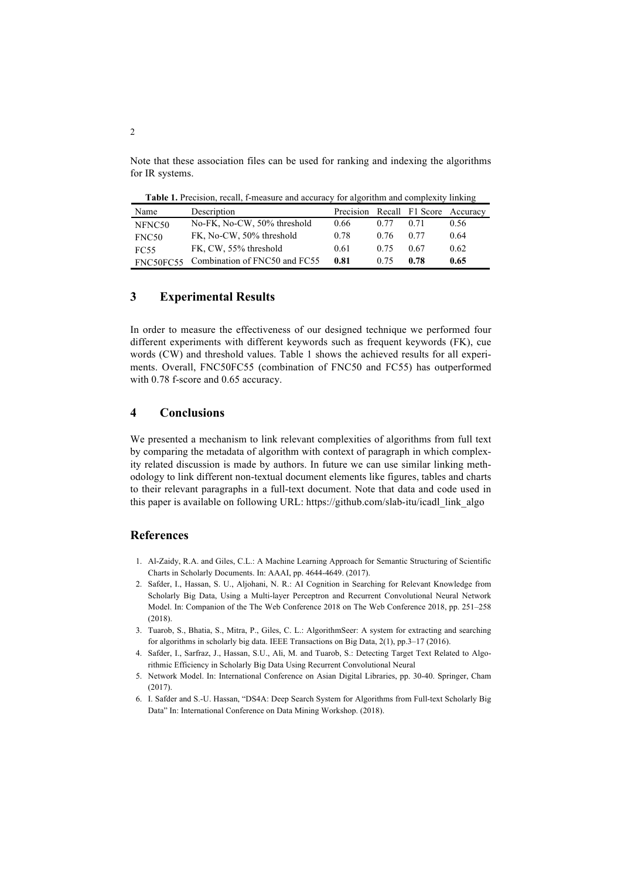Note that these association files can be used for ranking and indexing the algorithms for IR systems.

**Table 1.** Precision, recall, f-measure and accuracy for algorithm and complexity linking

| Name | Description | Precision | Recall | F1 Score | Accuracy |
|---|---|---|---|---|---|
| NFNC50 | No-FK, No-CW, 50% threshold | 0.66 | 0.77 | 0.71 | 0.56 |
| FNC50 | FK, No-CW, 50% threshold | 0.78 | 0.76 | 0.77 | 0.64 |
| FC55 | FK, CW, 55% threshold | 0.61 | 0.75 | 0.67 | 0.62 |
| FNC50FC55 | Combination of FNC50 and FC55 | **0.81** | 0.75 | **0.78** | **0.65** |

## 3 Experimental Results

In order to measure the effectiveness of our designed technique we performed four different experiments with different keywords such as frequent keywords (FK), cue words (CW) and threshold values. Table 1 shows the achieved results for all experiments. Overall, FNC50FC55 (combination of FNC50 and FC55) has outperformed with 0.78 f-score and 0.65 accuracy.

## 4 Conclusions

We presented a mechanism to link relevant complexities of algorithms from full text by comparing the metadata of algorithm with context of paragraph in which complexity related discussion is made by authors. In future we can use similar linking methodology to link different non-textual document elements like figures, tables and charts to their relevant paragraphs in a full-text document. Note that data and code used in this paper is available on following URL: https://github.com/slab-itu/icadl_link_algo

## References

1. Al-Zaidy, R.A. and Giles, C.L.: A Machine Learning Approach for Semantic Structuring of Scientific Charts in Scholarly Documents. In: AAAI, pp. 4644-4649. (2017).
2. Safder, I., Hassan, S. U., Aljohani, N. R.: AI Cognition in Searching for Relevant Knowledge from Scholarly Big Data, Using a Multi-layer Perceptron and Recurrent Convolutional Neural Network Model. In: Companion of the The Web Conference 2018 on The Web Conference 2018, pp. 251–258 (2018).
3. Tuarob, S., Bhatia, S., Mitra, P., Giles, C. L.: AlgorithmSeer: A system for extracting and searching for algorithms in scholarly big data. IEEE Transactions on Big Data, 2(1), pp.3–17 (2016).
4. Safder, I., Sarfraz, J., Hassan, S.U., Ali, M. and Tuarob, S.: Detecting Target Text Related to Algorithmic Efficiency in Scholarly Big Data Using Recurrent Convolutional Neural
5. Network Model. In: International Conference on Asian Digital Libraries, pp. 30-40. Springer, Cham (2017).
6. I. Safder and S.-U. Hassan, "DS4A: Deep Search System for Algorithms from Full-text Scholarly Big Data" In: International Conference on Data Mining Workshop. (2018).